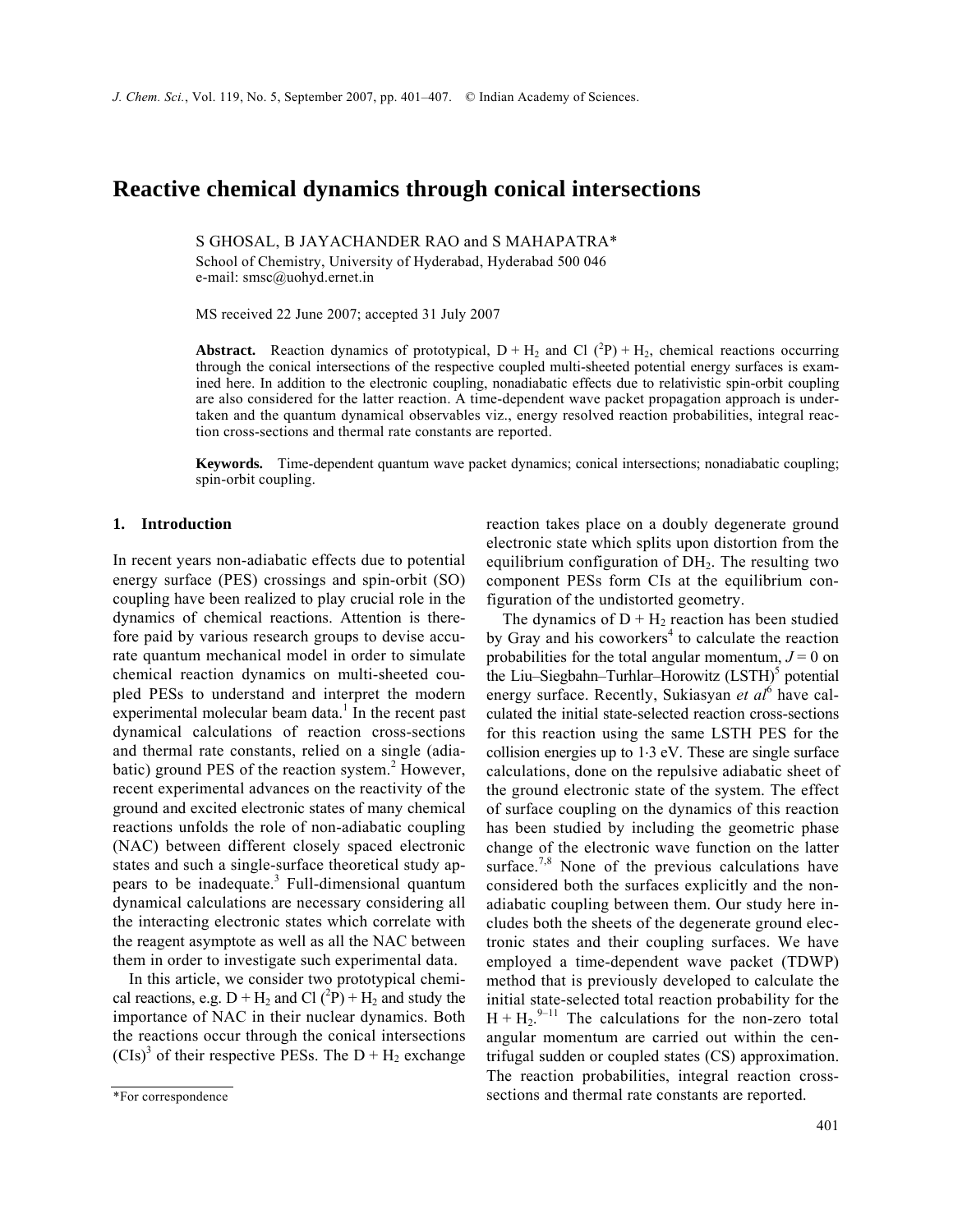# Reactive chemical dynamics through conical intersections

S GHOSAL, B JAYACHANDER RAO and S MAHAPATRA*

School of Chemistry, University of Hyderabad, Hyderabad 500 046
e-mail: smsc@uohyd.ernet.in

MS received 22 June 2007; accepted 31 July 2007

**Abstract.** Reaction dynamics of prototypical, $D + H_2$ and $Cl\ (^2P) + H_2$, chemical reactions occurring through the conical intersections of the respective coupled multi-sheeted potential energy surfaces is examined here. In addition to the electronic coupling, nonadiabatic effects due to relativistic spin-orbit coupling are also considered for the latter reaction. A time-dependent wave packet propagation approach is undertaken and the quantum dynamical observables viz., energy resolved reaction probabilities, integral reaction cross-sections and thermal rate constants are reported.

**Keywords.** Time-dependent quantum wave packet dynamics; conical intersections; nonadiabatic coupling; spin-orbit coupling.

## 1. Introduction

In recent years non-adiabatic effects due to potential energy surface (PES) crossings and spin-orbit (SO) coupling have been realized to play crucial role in the dynamics of chemical reactions. Attention is therefore paid by various research groups to devise accurate quantum mechanical model in order to simulate chemical reaction dynamics on multi-sheeted coupled PESs to understand and interpret the modern experimental molecular beam data.[1] In the recent past dynamical calculations of reaction cross-sections and thermal rate constants, relied on a single (adiabatic) ground PES of the reaction system.[2] However, recent experimental advances on the reactivity of the ground and excited electronic states of many chemical reactions unfolds the role of non-adiabatic coupling (NAC) between different closely spaced electronic states and such a single-surface theoretical study appears to be inadequate.[3] Full-dimensional quantum dynamical calculations are necessary considering all the interacting electronic states which correlate with the reagent asymptote as well as all the NAC between them in order to investigate such experimental data.

In this article, we consider two prototypical chemical reactions, e.g. $D + H_2$ and $Cl\ (^2P) + H_2$ and study the importance of NAC in their nuclear dynamics. Both the reactions occur through the conical intersections (CIs)[3] of their respective PESs. The $D + H_2$ exchange reaction takes place on a doubly degenerate ground electronic state which splits upon distortion from the equilibrium configuration of $DH_2$. The resulting two component PESs form CIs at the equilibrium configuration of the undistorted geometry.

The dynamics of $D + H_2$ reaction has been studied by Gray and his coworkers[4] to calculate the reaction probabilities for the total angular momentum, $J = 0$ on the Liu–Siegbahn–Turhlar–Horowitz (LSTH)[5] potential energy surface. Recently, Sukiasyan *et al*[6] have calculated the initial state-selected reaction cross-sections for this reaction using the same LSTH PES for the collision energies up to 1·3 eV. These are single surface calculations, done on the repulsive adiabatic sheet of the ground electronic state of the system. The effect of surface coupling on the dynamics of this reaction has been studied by including the geometric phase change of the electronic wave function on the latter surface.[7,8] None of the previous calculations have considered both the surfaces explicitly and the non-adiabatic coupling between them. Our study here includes both the sheets of the degenerate ground electronic states and their coupling surfaces. We have employed a time-dependent wave packet (TDWP) method that is previously developed to calculate the initial state-selected total reaction probability for the $H + H_2$.[9–11] The calculations for the non-zero total angular momentum are carried out within the centrifugal sudden or coupled states (CS) approximation. The reaction probabilities, integral reaction cross-sections and thermal rate constants are reported.

*For correspondence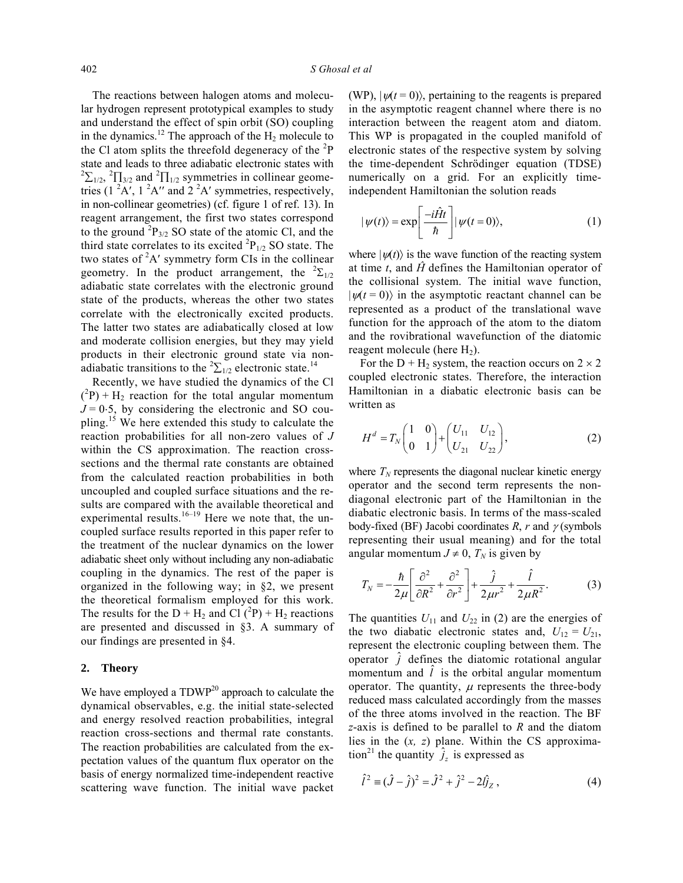The reactions between halogen atoms and molecular hydrogen represent prototypical examples to study and understand the effect of spin orbit (SO) coupling in the dynamics.[12] The approach of the $H_2$ molecule to the Cl atom splits the threefold degeneracy of the $^2P$ state and leads to three adiabatic electronic states with $^2\Sigma_{1/2}$, $^2\Pi_{3/2}$ and $^2\Pi_{1/2}$ symmetries in collinear geometries (1 $^2A'$, 1 $^2A''$ and 2 $^2A'$ symmetries, respectively, in non-collinear geometries) (cf. figure 1 of ref. 13). In reagent arrangement, the first two states correspond to the ground $^2P_{3/2}$ SO state of the atomic Cl, and the third state correlates to its excited $^2P_{1/2}$ SO state. The two states of $^2A'$ symmetry form CIs in the collinear geometry. In the product arrangement, the $^2\Sigma_{1/2}$ adiabatic state correlates with the electronic ground state of the products, whereas the other two states correlate with the electronically excited products. The latter two states are adiabatically closed at low and moderate collision energies, but they may yield products in their electronic ground state via non-adiabatic transitions to the $^2\Sigma_{1/2}$ electronic state.[14]

Recently, we have studied the dynamics of the Cl ($^2P$) + $H_2$ reaction for the total angular momentum $J = 0{\cdot}5$, by considering the electronic and SO coupling.[15] We here extended this study to calculate the reaction probabilities for all non-zero values of $J$ within the CS approximation. The reaction cross-sections and the thermal rate constants are obtained from the calculated reaction probabilities in both uncoupled and coupled surface situations and the results are compared with the available theoretical and experimental results.[16–19] Here we note that, the uncoupled surface results reported in this paper refer to the treatment of the nuclear dynamics on the lower adiabatic sheet only without including any non-adiabatic coupling in the dynamics. The rest of the paper is organized in the following way; in §2, we present the theoretical formalism employed for this work. The results for the D + $H_2$ and Cl ($^2P$) + $H_2$ reactions are presented and discussed in §3. A summary of our findings are presented in §4.

## 2. Theory

We have employed a TDWP[20] approach to calculate the dynamical observables, e.g. the initial state-selected and energy resolved reaction probabilities, integral reaction cross-sections and thermal rate constants. The reaction probabilities are calculated from the expectation values of the quantum flux operator on the basis of energy normalized time-independent reactive scattering wave function. The initial wave packet (WP), $|\psi(t = 0)\rangle$, pertaining to the reagents is prepared in the asymptotic reagent channel where there is no interaction between the reagent atom and diatom. This WP is propagated in the coupled manifold of electronic states of the respective system by solving the time-dependent Schrödinger equation (TDSE) numerically on a grid. For an explicitly time-independent Hamiltonian the solution reads

$$|\psi(t)\rangle = \exp\left[\frac{-i\hat{H}t}{\hbar}\right]|\psi(t=0)\rangle, \tag{1}$$

where $|\psi(t)\rangle$ is the wave function of the reacting system at time $t$, and $\hat{H}$ defines the Hamiltonian operator of the collisional system. The initial wave function, $|\psi(t = 0)\rangle$ in the asymptotic reactant channel can be represented as a product of the translational wave function for the approach of the atom to the diatom and the rovibrational wavefunction of the diatomic reagent molecule (here $H_2$).

For the D + $H_2$ system, the reaction occurs on $2 \times 2$ coupled electronic states. Therefore, the interaction Hamiltonian in a diabatic electronic basis can be written as

$$H^d = T_N\begin{pmatrix} 1 & 0 \\ 0 & 1 \end{pmatrix} + \begin{pmatrix} U_{11} & U_{12} \\ U_{21} & U_{22} \end{pmatrix}, \tag{2}$$

where $T_N$ represents the diagonal nuclear kinetic energy operator and the second term represents the non-diagonal electronic part of the Hamiltonian in the diabatic electronic basis. In terms of the mass-scaled body-fixed (BF) Jacobi coordinates $R$, $r$ and $\gamma$ (symbols representing their usual meaning) and for the total angular momentum $J \neq 0$, $T_N$ is given by

$$T_N = -\frac{\hbar}{2\mu}\left[\frac{\partial^2}{\partial R^2} + \frac{\partial^2}{\partial r^2}\right] + \frac{\hat{j}}{2\mu r^2} + \frac{\hat{l}}{2\mu R^2}. \tag{3}$$

The quantities $U_{11}$ and $U_{22}$ in (2) are the energies of the two diabatic electronic states and, $U_{12} = U_{21}$, represent the electronic coupling between them. The operator $\hat{j}$ defines the diatomic rotational angular momentum and $\hat{l}$ is the orbital angular momentum operator. The quantity, $\mu$ represents the three-body reduced mass calculated accordingly from the masses of the three atoms involved in the reaction. The BF $z$-axis is defined to be parallel to $R$ and the diatom lies in the $(x, z)$ plane. Within the CS approximation[21] the quantity $\hat{j}_z$ is expressed as

$$\hat{l}^2 \equiv (\hat{J} - \hat{j})^2 = \hat{J}^2 + \hat{j}^2 - 2\hat{l}\hat{j}_Z, \tag{4}$$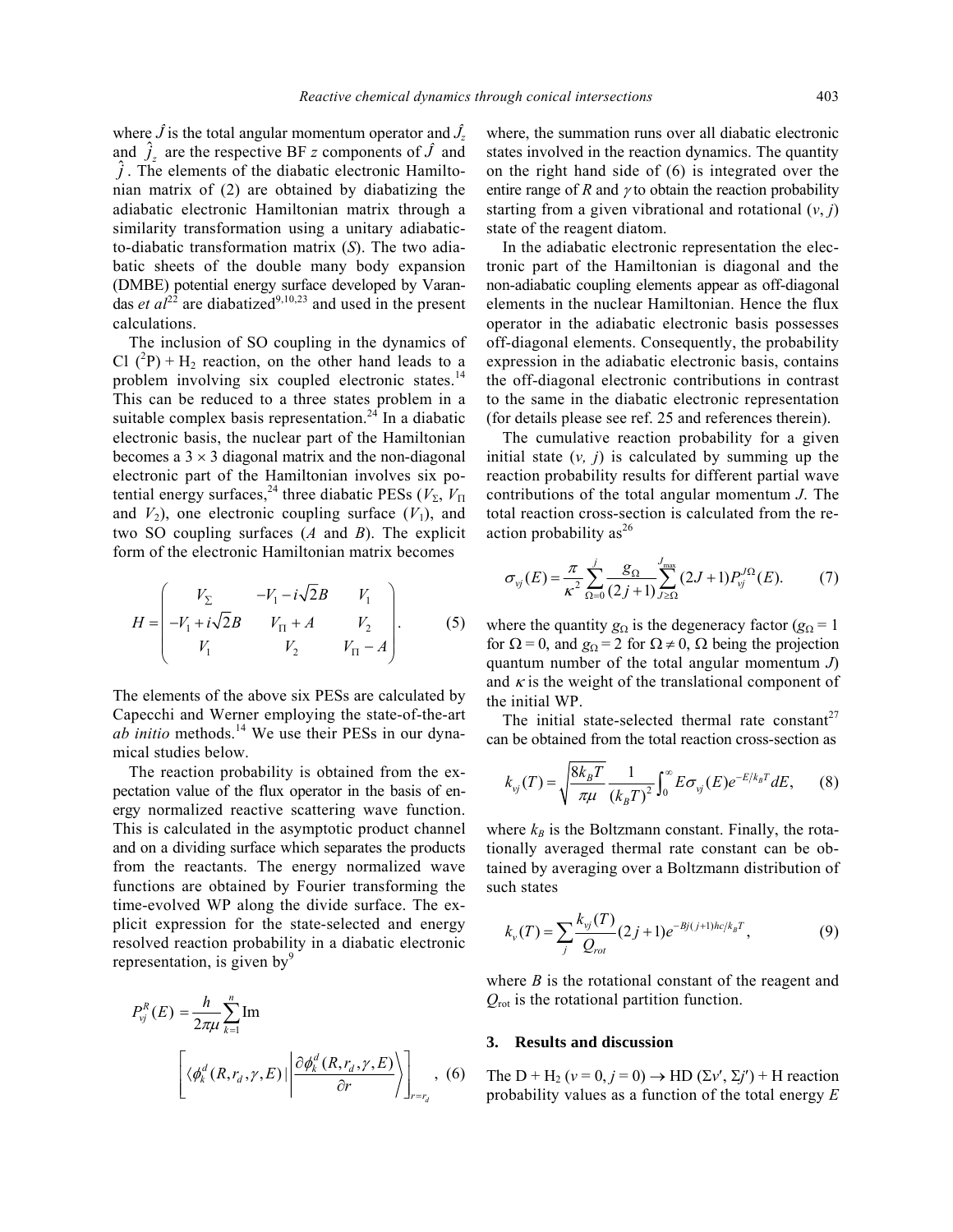where $\hat{J}$ is the total angular momentum operator and $\hat{J}_z$ and $\hat{j}_z$ are the respective BF $z$ components of $\hat{J}$ and $\hat{j}$. The elements of the diabatic electronic Hamiltonian matrix of (2) are obtained by diabatizing the adiabatic electronic Hamiltonian matrix through a similarity transformation using a unitary adiabatic-to-diabatic transformation matrix ($S$). The two adiabatic sheets of the double many body expansion (DMBE) potential energy surface developed by Varandas *et al*[22] are diabatized[9,10,23] and used in the present calculations.

The inclusion of SO coupling in the dynamics of Cl ($^2$P) + $H_2$ reaction, on the other hand leads to a problem involving six coupled electronic states.[14] This can be reduced to a three states problem in a suitable complex basis representation.[24] In a diabatic electronic basis, the nuclear part of the Hamiltonian becomes a $3 \times 3$ diagonal matrix and the non-diagonal electronic part of the Hamiltonian involves six potential energy surfaces,[24] three diabatic PESs ($V_\Sigma$, $V_\Pi$ and $V_2$), one electronic coupling surface ($V_1$), and two SO coupling surfaces ($A$ and $B$). The explicit form of the electronic Hamiltonian matrix becomes

$$H = \begin{pmatrix} V_\Sigma & -V_1 - i\sqrt{2}B & V_1 \\ -V_1 + i\sqrt{2}B & V_\Pi + A & V_2 \\ V_1 & V_2 & V_\Pi - A \end{pmatrix}. \tag{5}$$

The elements of the above six PESs are calculated by Capecchi and Werner employing the state-of-the-art *ab initio* methods.[14] We use their PESs in our dynamical studies below.

The reaction probability is obtained from the expectation value of the flux operator in the basis of energy normalized reactive scattering wave function. This is calculated in the asymptotic product channel and on a dividing surface which separates the products from the reactants. The energy normalized wave functions are obtained by Fourier transforming the time-evolved WP along the divide surface. The explicit expression for the state-selected and energy resolved reaction probability in a diabatic electronic representation, is given by[9]

$$P_{vj}^R(E) = \frac{h}{2\pi\mu} \sum_{k=1}^{n} \mathrm{Im} \left[ \langle \phi_k^d(R, r_d, \gamma, E) | \frac{\partial \phi_k^d(R, r_d, \gamma, E)}{\partial r} \rangle \right]_{r=r_d}, \tag{6}$$

where, the summation runs over all diabatic electronic states involved in the reaction dynamics. The quantity on the right hand side of (6) is integrated over the entire range of $R$ and $\gamma$ to obtain the reaction probability starting from a given vibrational and rotational ($v$, $j$) state of the reagent diatom.

In the adiabatic electronic representation the electronic part of the Hamiltonian is diagonal and the non-adiabatic coupling elements appear as off-diagonal elements in the nuclear Hamiltonian. Hence the flux operator in the adiabatic electronic basis possesses off-diagonal elements. Consequently, the probability expression in the adiabatic electronic basis, contains the off-diagonal electronic contributions in contrast to the same in the diabatic electronic representation (for details please see ref. 25 and references therein).

The cumulative reaction probability for a given initial state ($v$, $j$) is calculated by summing up the reaction probability results for different partial wave contributions of the total angular momentum $J$. The total reaction cross-section is calculated from the reaction probability as[26]

$$\sigma_{vj}(E) = \frac{\pi}{\kappa^2} \sum_{\Omega=0}^{j} \frac{g_\Omega}{(2j+1)} \sum_{J \geq \Omega}^{J_{\max}} (2J+1) P_{vj}^{J\Omega}(E). \tag{7}$$

where the quantity $g_\Omega$ is the degeneracy factor ($g_\Omega = 1$ for $\Omega = 0$, and $g_\Omega = 2$ for $\Omega \neq 0$, $\Omega$ being the projection quantum number of the total angular momentum $J$) and $\kappa$ is the weight of the translational component of the initial WP.

The initial state-selected thermal rate constant[27] can be obtained from the total reaction cross-section as

$$k_{vj}(T) = \sqrt{\frac{8k_BT}{\pi\mu}} \frac{1}{(k_BT)^2} \int_0^\infty E\sigma_{vj}(E) e^{-E/k_BT} dE, \tag{8}$$

where $k_B$ is the Boltzmann constant. Finally, the rotationally averaged thermal rate constant can be obtained by averaging over a Boltzmann distribution of such states

$$k_v(T) = \sum_j \frac{k_{vj}(T)}{Q_{rot}} (2j+1) e^{-Bj(j+1)hc/k_BT}, \tag{9}$$

where $B$ is the rotational constant of the reagent and $Q_{\mathrm{rot}}$ is the rotational partition function.

## 3. Results and discussion

The D + $H_2$ ($v = 0$, $j = 0$) $\rightarrow$ HD ($\Sigma v'$, $\Sigma j'$) + H reaction probability values as a function of the total energy $E$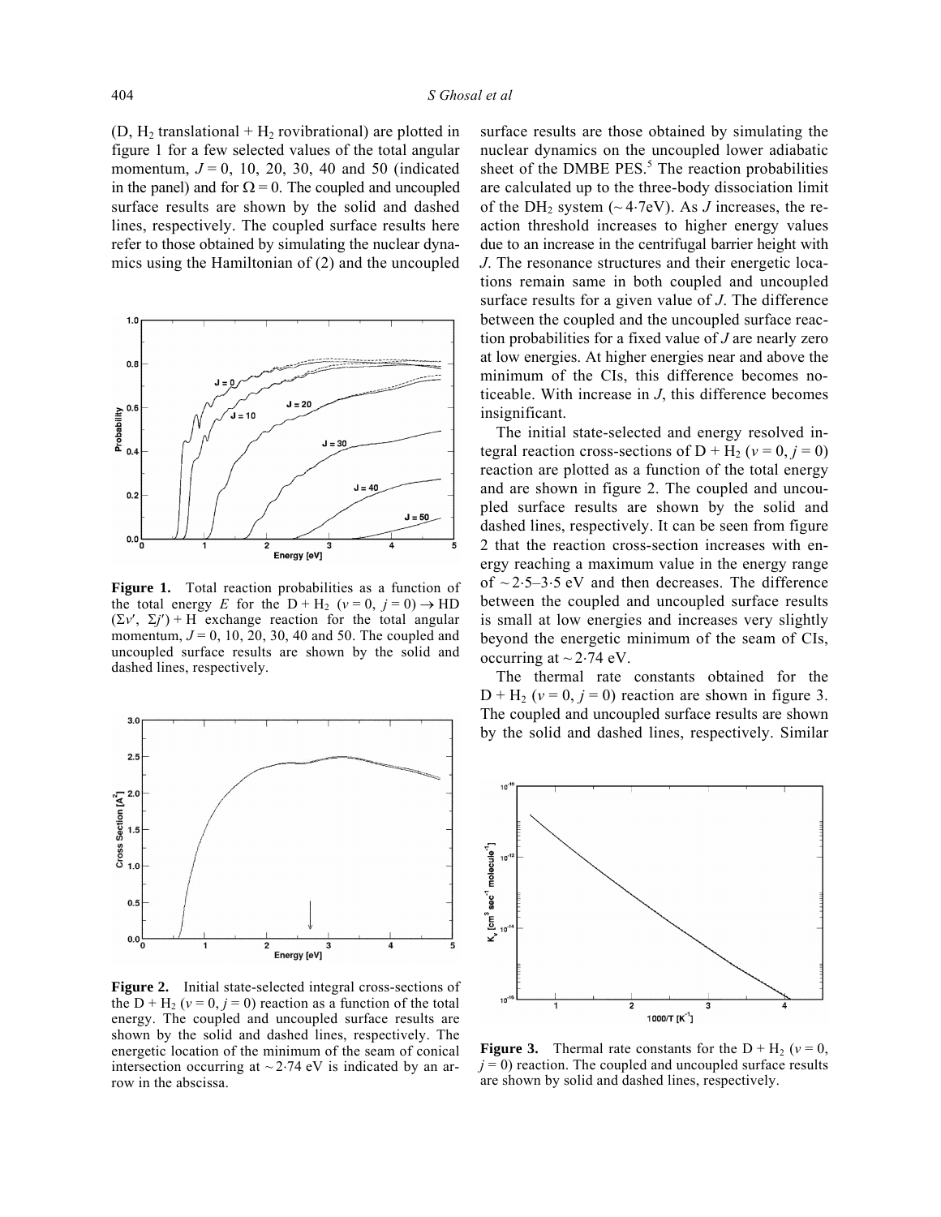(D, $H_2$ translational + $H_2$ rovibrational) are plotted in figure 1 for a few selected values of the total angular momentum, $J = 0$, 10, 20, 30, 40 and 50 (indicated in the panel) and for $\Omega = 0$. The coupled and uncoupled surface results are shown by the solid and dashed lines, respectively. The coupled surface results here refer to those obtained by simulating the nuclear dynamics using the Hamiltonian of (2) and the uncoupled surface results are those obtained by simulating the nuclear dynamics on the uncoupled lower adiabatic sheet of the DMBE PES.[5] The reaction probabilities are calculated up to the three-body dissociation limit of the $DH_2$ system (~ 4·7eV). As $J$ increases, the reaction threshold increases to higher energy values due to an increase in the centrifugal barrier height with $J$. The resonance structures and their energetic locations remain same in both coupled and uncoupled surface results for a given value of $J$. The difference between the coupled and the uncoupled surface reaction probabilities for a fixed value of $J$ are nearly zero at low energies. At higher energies near and above the minimum of the CIs, this difference becomes noticeable. With increase in $J$, this difference becomes insignificant.

1.0
0.8
0.6
0.4
0.2
0.0
Probability
J = 0
J = 10
J = 20
J = 30
J = 40
J = 50
0 1 2 3 4 5
Energy [eV]

**Figure 1.** Total reaction probabilities as a function of the total energy $E$ for the $D + H_2$ ($v = 0$, $j = 0$) $\rightarrow$ HD ($\Sigma v'$, $\Sigma j'$) + H exchange reaction for the total angular momentum, $J = 0$, 10, 20, 30, 40 and 50. The coupled and uncoupled surface results are shown by the solid and dashed lines, respectively.

The initial state-selected and energy resolved integral reaction cross-sections of $D + H_2$ ($v = 0$, $j = 0$) reaction are plotted as a function of the total energy and are shown in figure 2. The coupled and uncoupled surface results are shown by the solid and dashed lines, respectively. It can be seen from figure 2 that the reaction cross-section increases with energy reaching a maximum value in the energy range of ~ 2·5–3·5 eV and then decreases. The difference between the coupled and uncoupled surface results is small at low energies and increases very slightly beyond the energetic minimum of the seam of CIs, occurring at ~ 2·74 eV.

3.0
2.5
2.0
1.5
1.0
0.5
0.0
Cross Section [A$^2$]
0 1 2 3 4 5
Energy [eV]

**Figure 2.** Initial state-selected integral cross-sections of the $D + H_2$ ($v = 0$, $j = 0$) reaction as a function of the total energy. The coupled and uncoupled surface results are shown by the solid and dashed lines, respectively. The energetic location of the minimum of the seam of conical intersection occurring at ~ 2·74 eV is indicated by an arrow in the abscissa.

The thermal rate constants obtained for the $D + H_2$ ($v = 0$, $j = 0$) reaction are shown in figure 3. The coupled and uncoupled surface results are shown by the solid and dashed lines, respectively. Similar

$10^{-10}$
$10^{-12}$
$10^{-14}$
$10^{-16}$
$K_v$ [cm$^3$ sec$^{-1}$ molecule$^{-1}$]
1 2 3 4
1000/T [K$^{-1}$]

**Figure 3.** Thermal rate constants for the $D + H_2$ ($v = 0$, $j = 0$) reaction. The coupled and uncoupled surface results are shown by solid and dashed lines, respectively.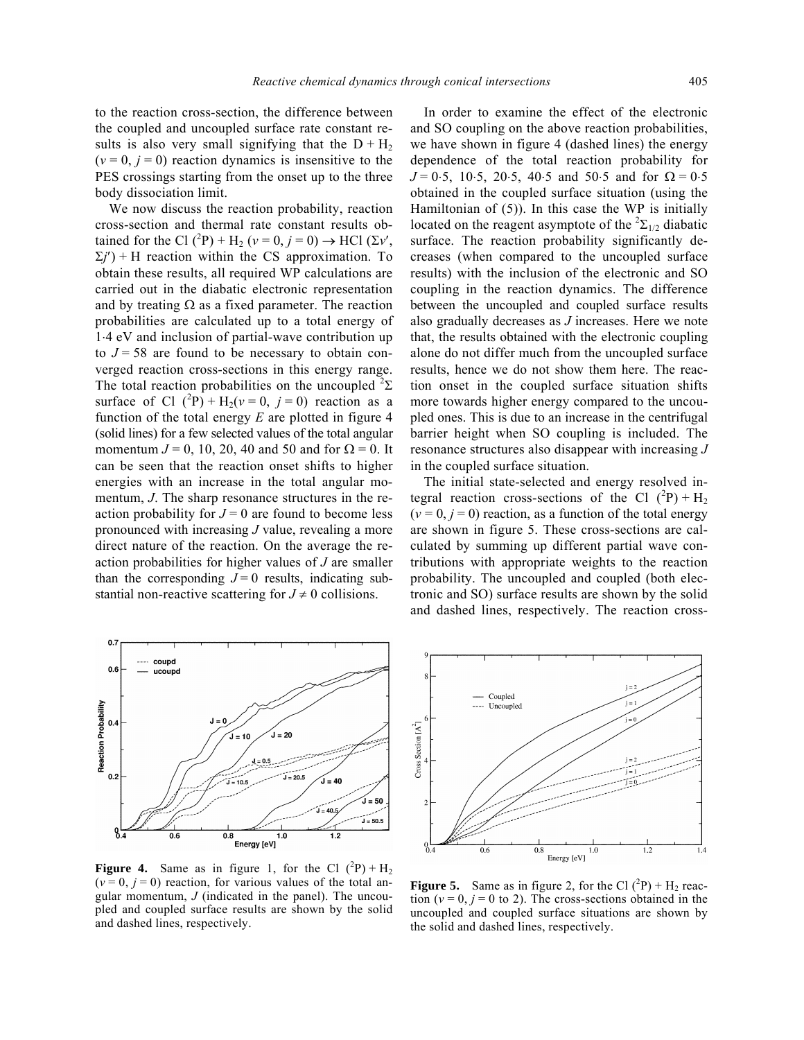to the reaction cross-section, the difference between the coupled and uncoupled surface rate constant results is also very small signifying that the $D + H_2$ ($v = 0$, $j = 0$) reaction dynamics is insensitive to the PES crossings starting from the onset up to the three body dissociation limit.

We now discuss the reaction probability, reaction cross-section and thermal rate constant results obtained for the Cl ($^2$P) + $H_2$ ($v = 0$, $j = 0$) → HCl ($\Sigma v'$, $\Sigma j'$) + H reaction within the CS approximation. To obtain these results, all required WP calculations are carried out in the diabatic electronic representation and by treating Ω as a fixed parameter. The reaction probabilities are calculated up to a total energy of 1·4 eV and inclusion of partial-wave contribution up to $J = 58$ are found to be necessary to obtain converged reaction cross-sections in this energy range. The total reaction probabilities on the uncoupled $^2\Sigma$ surface of Cl ($^2$P) + $H_2$($v = 0$, $j = 0$) reaction as a function of the total energy $E$ are plotted in figure 4 (solid lines) for a few selected values of the total angular momentum $J = 0$, 10, 20, 40 and 50 and for Ω = 0. It can be seen that the reaction onset shifts to higher energies with an increase in the total angular momentum, $J$. The sharp resonance structures in the reaction probability for $J = 0$ are found to become less pronounced with increasing $J$ value, revealing a more direct nature of the reaction. On the average the reaction probabilities for higher values of $J$ are smaller than the corresponding $J = 0$ results, indicating substantial non-reactive scattering for $J \neq 0$ collisions.

In order to examine the effect of the electronic and SO coupling on the above reaction probabilities, we have shown in figure 4 (dashed lines) the energy dependence of the total reaction probability for $J = 0·5$, 10·5, 20·5, 40·5 and 50·5 and for Ω = 0·5 obtained in the coupled surface situation (using the Hamiltonian of (5)). In this case the WP is initially located on the reagent asymptote of the $^2\Sigma_{1/2}$ diabatic surface. The reaction probability significantly decreases (when compared to the uncoupled surface results) with the inclusion of the electronic and SO coupling in the reaction dynamics. The difference between the uncoupled and coupled surface results also gradually decreases as $J$ increases. Here we note that, the results obtained with the electronic coupling alone do not differ much from the uncoupled surface results, hence we do not show them here. The reaction onset in the coupled surface situation shifts more towards higher energy compared to the uncoupled ones. This is due to an increase in the centrifugal barrier height when SO coupling is included. The resonance structures also disappear with increasing $J$ in the coupled surface situation.

The initial state-selected and energy resolved integral reaction cross-sections of the Cl ($^2$P) + $H_2$ ($v = 0$, $j = 0$) reaction, as a function of the total energy are shown in figure 5. These cross-sections are calculated by summing up different partial wave contributions with appropriate weights to the reaction probability. The uncoupled and coupled (both electronic and SO) surface results are shown by the solid and dashed lines, respectively. The reaction cross-

coupd
ucoupd
Reaction Probability
J = 0
J = 10
J = 20
J = 0.5
J = 10.5
J = 20.5
J = 40
J = 40.5
J = 50
J = 50.5
Energy [eV]

**Figure 4.** Same as in figure 1, for the Cl ($^2$P) + $H_2$ ($v = 0$, $j = 0$) reaction, for various values of the total angular momentum, $J$ (indicated in the panel). The uncoupled and coupled surface results are shown by the solid and dashed lines, respectively.

Coupled
Uncoupled
Cross Section [Å$^2$]
j = 2
j = 1
j = 0
Energy [eV]

**Figure 5.** Same as in figure 2, for the Cl ($^2$P) + $H_2$ reaction ($v = 0$, $j = 0$ to 2). The cross-sections obtained in the uncoupled and coupled surface situations are shown by the solid and dashed lines, respectively.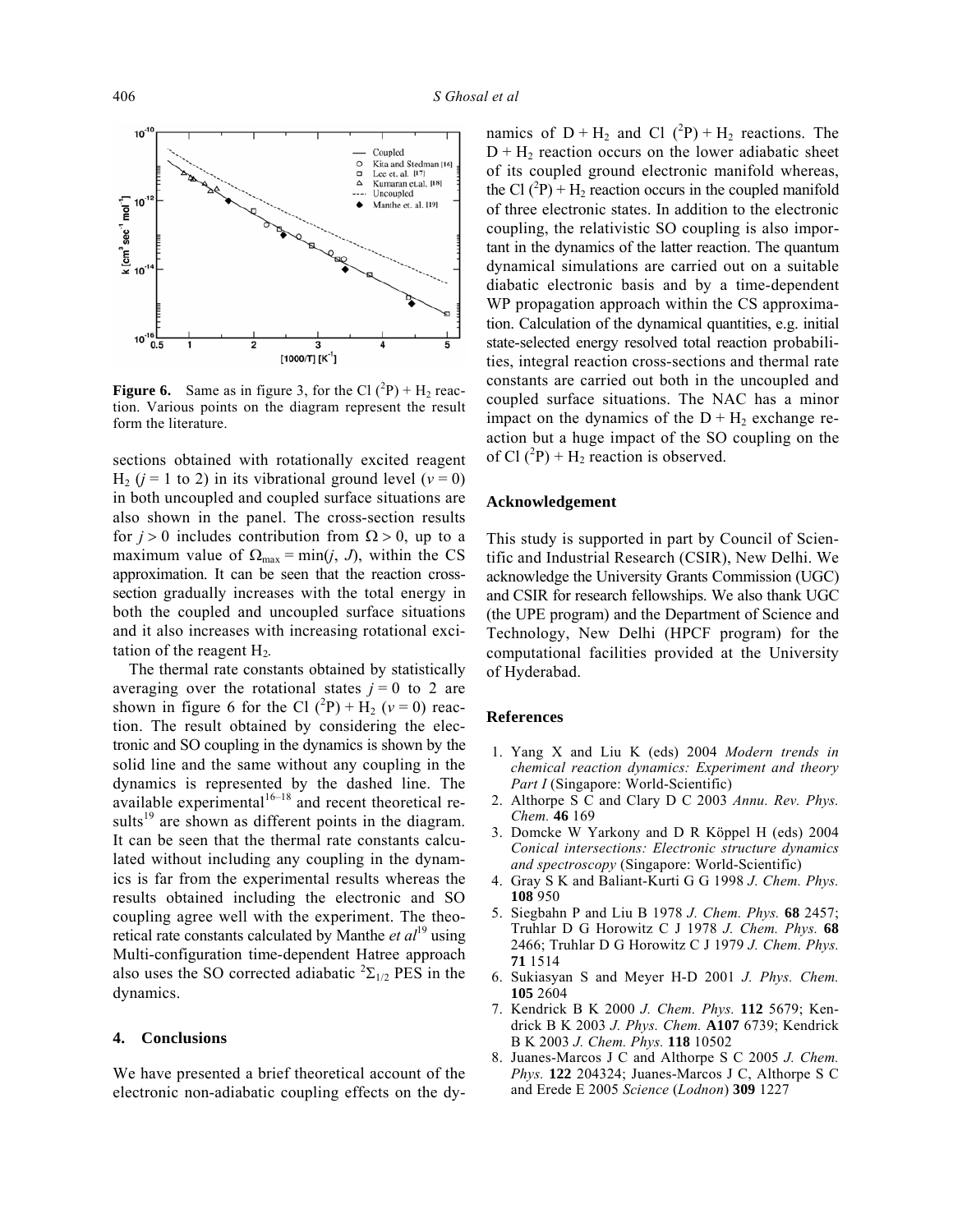$10^{-10}$

$10^{-12}$

$10^{-14}$

$10^{-16}$

0.5 1 2 3 4 5

k [$cm^3$ $sec^{-1}$ $mol^{-1}$]

[1000/T] [$K^{-1}$]

Coupled
Kita and Stedman [16]
Lee et. al. [17]
Kumaran et.al. [18]
Uncoupled
Manthe et. al. [19]

**Figure 6.** Same as in figure 3, for the Cl ($^2$P) + $H_2$ reaction. Various points on the diagram represent the result form the literature.

sections obtained with rotationally excited reagent $H_2$ ($j = 1$ to 2) in its vibrational ground level ($v = 0$) in both uncoupled and coupled surface situations are also shown in the panel. The cross-section results for $j > 0$ includes contribution from $\Omega > 0$, up to a maximum value of $\Omega_{max} = \min(j, J)$, within the CS approximation. It can be seen that the reaction cross-section gradually increases with the total energy in both the coupled and uncoupled surface situations and it also increases with increasing rotational excitation of the reagent $H_2$.

The thermal rate constants obtained by statistically averaging over the rotational states $j = 0$ to 2 are shown in figure 6 for the Cl ($^2$P) + $H_2$ ($v = 0$) reaction. The result obtained by considering the electronic and SO coupling in the dynamics is shown by the solid line and the same without any coupling in the dynamics is represented by the dashed line. The available experimental[16–18] and recent theoretical results[19] are shown as different points in the diagram. It can be seen that the thermal rate constants calculated without including any coupling in the dynamics is far from the experimental results whereas the results obtained including the electronic and SO coupling agree well with the experiment. The theoretical rate constants calculated by Manthe *et al*[19] using Multi-configuration time-dependent Hatree approach also uses the SO corrected adiabatic $^2\Sigma_{1/2}$ PES in the dynamics.

## 4. Conclusions

We have presented a brief theoretical account of the electronic non-adiabatic coupling effects on the dynamics of D + $H_2$ and Cl ($^2$P) + $H_2$ reactions. The D + $H_2$ reaction occurs on the lower adiabatic sheet of its coupled ground electronic manifold whereas, the Cl ($^2$P) + $H_2$ reaction occurs in the coupled manifold of three electronic states. In addition to the electronic coupling, the relativistic SO coupling is also important in the dynamics of the latter reaction. The quantum dynamical simulations are carried out on a suitable diabatic electronic basis and by a time-dependent WP propagation approach within the CS approximation. Calculation of the dynamical quantities, e.g. initial state-selected energy resolved total reaction probabilities, integral reaction cross-sections and thermal rate constants are carried out both in the uncoupled and coupled surface situations. The NAC has a minor impact on the dynamics of the D + $H_2$ exchange reaction but a huge impact of the SO coupling on the of Cl ($^2$P) + $H_2$ reaction is observed.

## Acknowledgement

This study is supported in part by Council of Scientific and Industrial Research (CSIR), New Delhi. We acknowledge the University Grants Commission (UGC) and CSIR for research fellowships. We also thank UGC (the UPE program) and the Department of Science and Technology, New Delhi (HPCF program) for the computational facilities provided at the University of Hyderabad.

## References

1. Yang X and Liu K (eds) 2004 *Modern trends in chemical reaction dynamics: Experiment and theory Part I* (Singapore: World-Scientific)
2. Althorpe S C and Clary D C 2003 *Annu. Rev. Phys. Chem.* **46** 169
3. Domcke W Yarkony and D R Köppel H (eds) 2004 *Conical intersections: Electronic structure dynamics and spectroscopy* (Singapore: World-Scientific)
4. Gray S K and Baliant-Kurti G G 1998 *J. Chem. Phys.* **108** 950
5. Siegbahn P and Liu B 1978 *J. Chem. Phys.* **68** 2457; Truhlar D G Horowitz C J 1978 *J. Chem. Phys.* **68** 2466; Truhlar D G Horowitz C J 1979 *J. Chem. Phys.* **71** 1514
6. Sukiasyan S and Meyer H-D 2001 *J. Phys. Chem.* **105** 2604
7. Kendrick B K 2000 *J. Chem. Phys.* **112** 5679; Kendrick B K 2003 *J. Phys. Chem.* **A107** 6739; Kendrick B K 2003 *J. Chem. Phys.* **118** 10502
8. Juanes-Marcos J C and Althorpe S C 2005 *J. Chem. Phys.* **122** 204324; Juanes-Marcos J C, Althorpe S C and Erede E 2005 *Science* (*Lodnon*) **309** 1227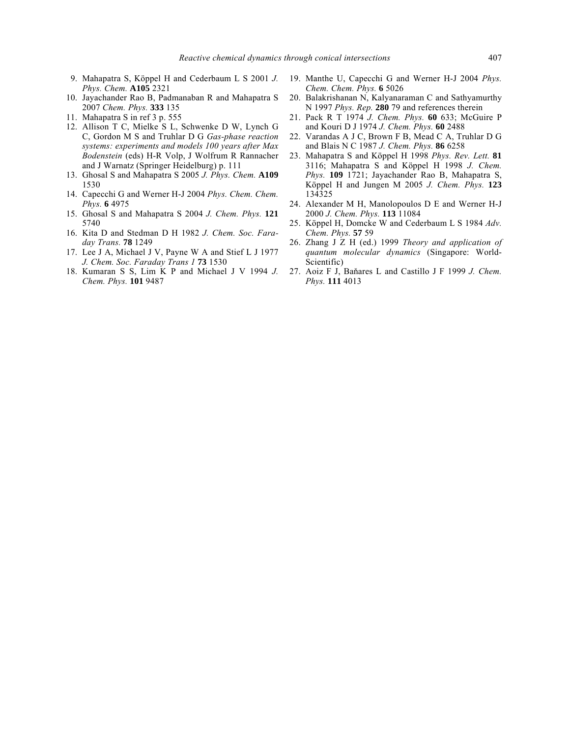9. Mahapatra S, Köppel H and Cederbaum L S 2001 *J. Phys. Chem.* **A105** 2321
10. Jayachander Rao B, Padmanaban R and Mahapatra S 2007 *Chem. Phys.* **333** 135
11. Mahapatra S in ref 3 p. 555
12. Allison T C, Mielke S L, Schwenke D W, Lynch G C, Gordon M S and Truhlar D G *Gas-phase reaction systems: experiments and models 100 years after Max Bodenstein* (eds) H-R Volp, J Wolfrum R Rannacher and J Warnatz (Springer Heidelburg) p. 111
13. Ghosal S and Mahapatra S 2005 *J. Phys. Chem.* **A109** 1530
14. Capecchi G and Werner H-J 2004 *Phys. Chem. Chem. Phys.* **6** 4975
15. Ghosal S and Mahapatra S 2004 *J. Chem. Phys.* **121** 5740
16. Kita D and Stedman D H 1982 *J. Chem. Soc. Faraday Trans.* **78** 1249
17. Lee J A, Michael J V, Payne W A and Stief L J 1977 *J. Chem. Soc. Faraday Trans 1* **73** 1530
18. Kumaran S S, Lim K P and Michael J V 1994 *J. Chem. Phys.* **101** 9487
19. Manthe U, Capecchi G and Werner H-J 2004 *Phys. Chem. Chem. Phys.* **6** 5026
20. Balakrishanan N, Kalyanaraman C and Sathyamurthy N 1997 *Phys. Rep.* **280** 79 and references therein
21. Pack R T 1974 *J. Chem. Phys.* **60** 633; McGuire P and Kouri D J 1974 *J. Chem. Phys.* **60** 2488
22. Varandas A J C, Brown F B, Mead C A, Truhlar D G and Blais N C 1987 *J. Chem. Phys.* **86** 6258
23. Mahapatra S and Köppel H 1998 *Phys. Rev. Lett.* **81** 3116; Mahapatra S and Köppel H 1998 *J. Chem. Phys.* **109** 1721; Jayachander Rao B, Mahapatra S, Köppel H and Jungen M 2005 *J. Chem. Phys.* **123** 134325
24. Alexander M H, Manolopoulos D E and Werner H-J 2000 *J. Chem. Phys.* **113** 11084
25. Köppel H, Domcke W and Cederbaum L S 1984 *Adv. Chem. Phys.* **57** 59
26. Zhang J Z H (ed.) 1999 *Theory and application of quantum molecular dynamics* (Singapore: World-Scientific)
27. Aoiz F J, Bañares L and Castillo J F 1999 *J. Chem. Phys.* **111** 4013